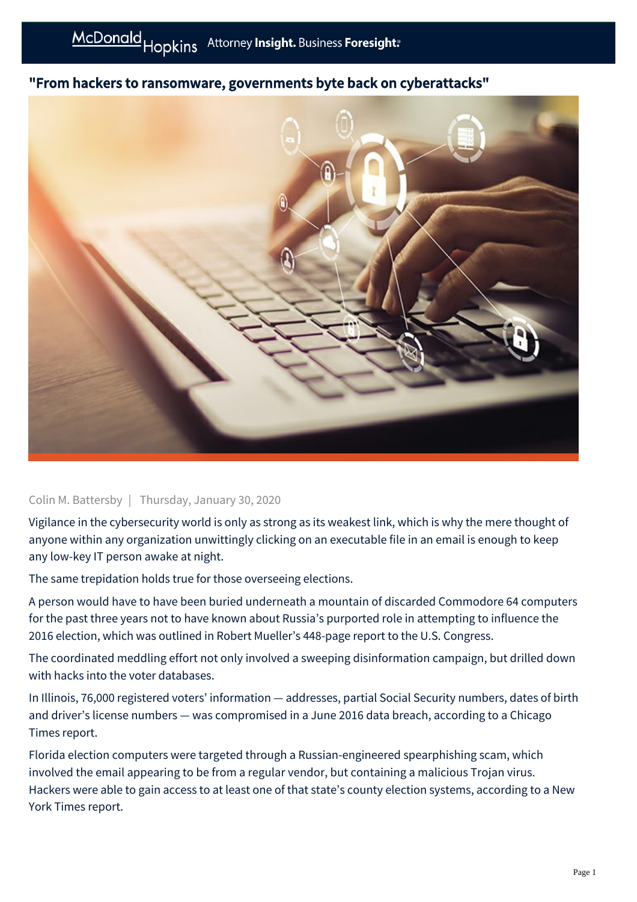# "From hackers to ransomware, governments byte back on cyberattacks"

Colin M. Battersby | Thursday, January 30, 2020

Vigilance in the cybersecurity world is only as strong as its weakest link, which is why the mere thought of anyone within any organization unwittingly clicking on an executable file in an email is enough to keep any low-key IT person awake at night.

The same trepidation holds true for those overseeing elections.

A person would have to have been buried underneath a mountain of discarded Commodore 64 computers for the past three years not to have known about Russia's purported role in attempting to influence the 2016 election, which was outlined in Robert Mueller's 448-page report to the U.S. Congress.

The coordinated meddling effort not only involved a sweeping disinformation campaign, but drilled down with hacks into the voter databases.

In Illinois, 76,000 registered voters' information — addresses, partial Social Security numbers, dates of birth and driver's license numbers — was compromised in a June 2016 data breach, according to a Chicago Times report.

Florida election computers were targeted through a Russian-engineered spearphishing scam, which involved the email appearing to be from a regular vendor, but containing a malicious Trojan virus. Hackers were able to gain access to at least one of that state's county election systems, according to a New York Times report.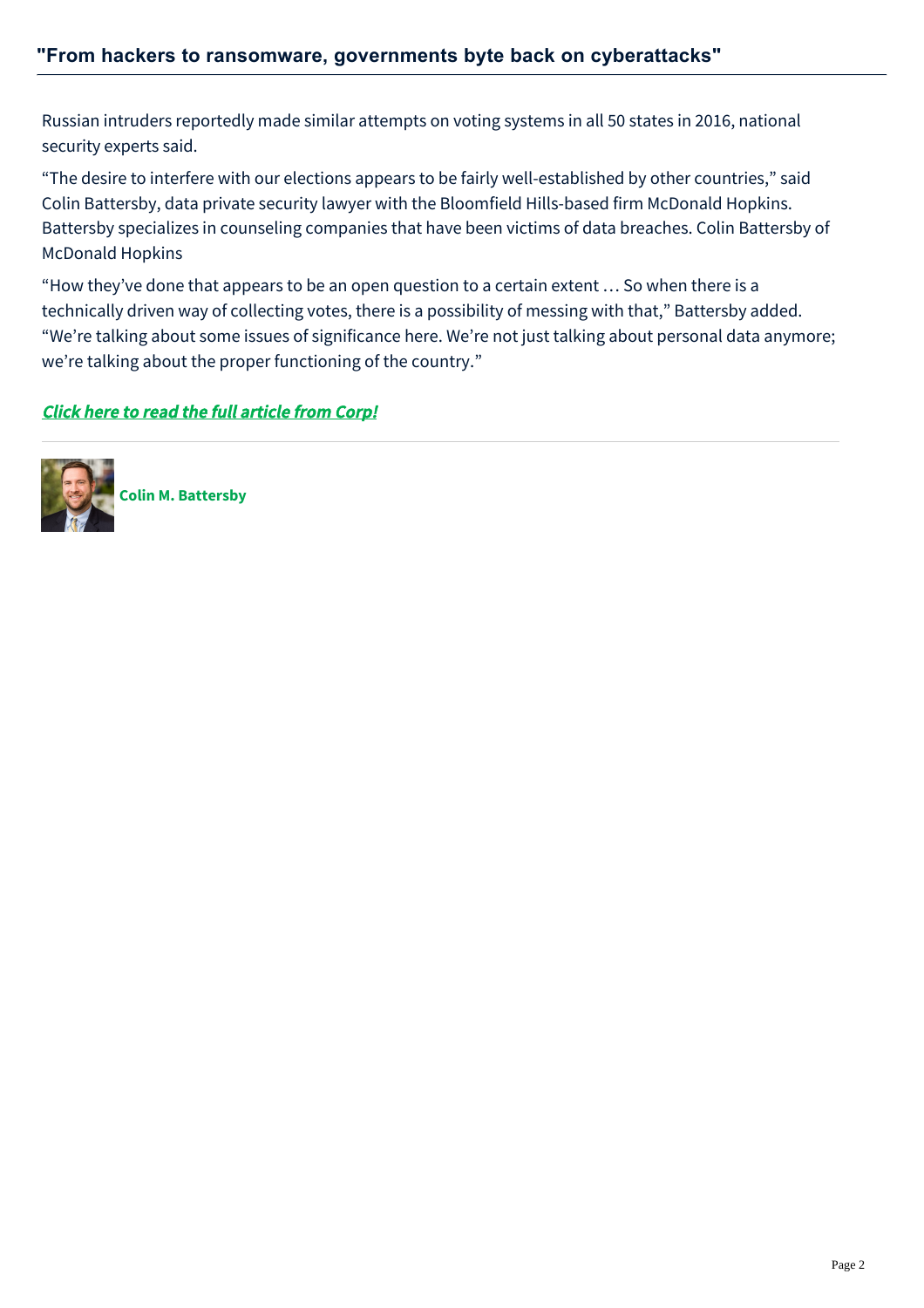Russian intruders reportedly made similar attempts on voting systems in all 50 states in 2016, national security experts said.

“The desire to interfere with our elections appears to be fairly well-established by other countries,” said Colin Battersby, data private security lawyer with the Bloomfield Hills-based firm McDonald Hopkins. Battersby specializes in counseling companies that have been victims of data breaches. Colin Battersby of McDonald Hopkins

“How they’ve done that appears to be an open question to a certain extent … So when there is a technically driven way of collecting votes, there is a possibility of messing with that,” Battersby added. “We’re talking about some issues of significance here. We’re not just talking about personal data anymore; we’re talking about the proper functioning of the country.”

***Click here to read the full article from Corp!***

---

**Colin M. Battersby**